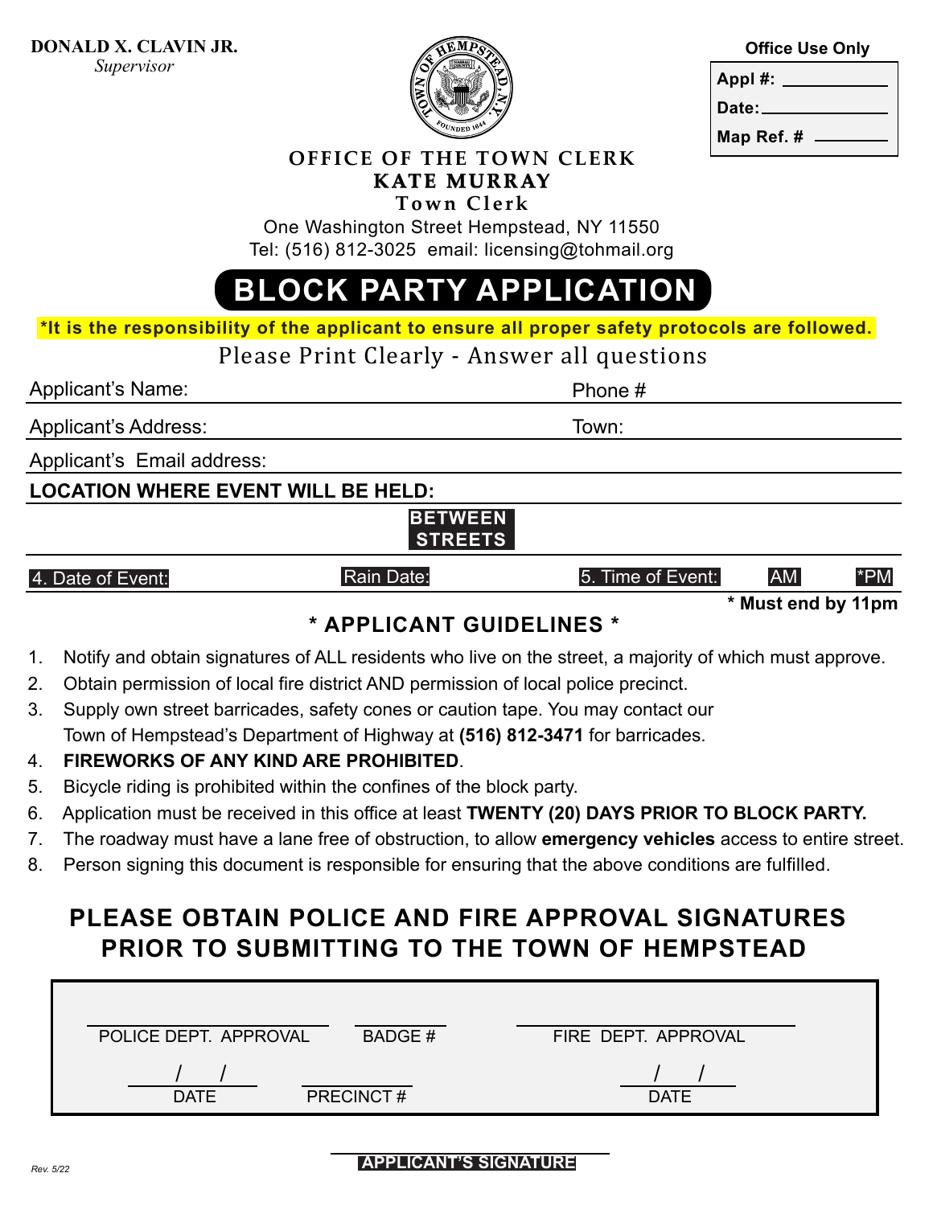**DONALD X. CLAVIN JR.**
*Supervisor*

**Office Use Only**

**Appl #:** ____________

**Date:** ____________

**Map Ref. #** ____________

**OFFICE OF THE TOWN CLERK**
**KATE MURRAY**
**Town Clerk**

One Washington Street Hempstead, NY 11550
Tel: (516) 812-3025 email: licensing@tohmail.org

# BLOCK PARTY APPLICATION

***It is the responsibility of the applicant to ensure all proper safety protocols are followed.**

Please Print Clearly - Answer all questions

Applicant's Name: ____________________ Phone # ____________

Applicant's Address: ____________________ Town: ____________

Applicant's Email address: ____________________

**LOCATION WHERE EVENT WILL BE HELD:** ____________________

**BETWEEN STREETS** ____________________

4. Date of Event: ____________ Rain Date: ____________ 5. Time of Event: ____________ AM ____________ *PM

**\* Must end by 11pm**

## \* APPLICANT GUIDELINES \*

1. Notify and obtain signatures of ALL residents who live on the street, a majority of which must approve.
2. Obtain permission of local fire district AND permission of local police precinct.
3. Supply own street barricades, safety cones or caution tape. You may contact our Town of Hempstead's Department of Highway at **(516) 812-3471** for barricades.
4. **FIREWORKS OF ANY KIND ARE PROHIBITED**.
5. Bicycle riding is prohibited within the confines of the block party.
6. Application must be received in this office at least **TWENTY (20) DAYS PRIOR TO BLOCK PARTY.**
7. The roadway must have a lane free of obstruction, to allow **emergency vehicles** access to entire street.
8. Person signing this document is responsible for ensuring that the above conditions are fulfilled.

## PLEASE OBTAIN POLICE AND FIRE APPROVAL SIGNATURES PRIOR TO SUBMITTING TO THE TOWN OF HEMPSTEAD

____________________ POLICE DEPT. APPROVAL ____________ BADGE # ____________________ FIRE DEPT. APPROVAL

___ / ___ / ___ DATE ____________ PRECINCT # ___ / ___ / ___ DATE

____________________
**APPLICANT'S SIGNATURE**

Rev. 5/22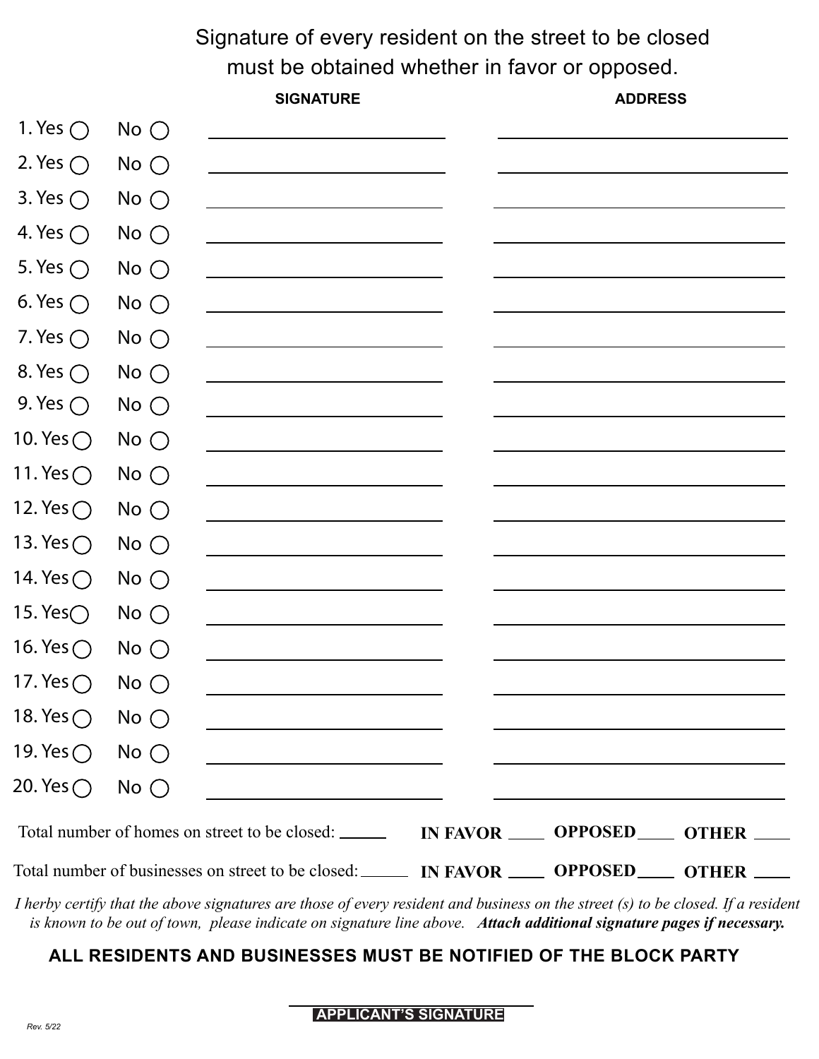Signature of every resident on the street to be closed must be obtained whether in favor or opposed.

| | | SIGNATURE | ADDRESS |
|---|---|---|---|
| 1. Yes ◯ | No ◯ | | |
| 2. Yes ◯ | No ◯ | | |
| 3. Yes ◯ | No ◯ | | |
| 4. Yes ◯ | No ◯ | | |
| 5. Yes ◯ | No ◯ | | |
| 6. Yes ◯ | No ◯ | | |
| 7. Yes ◯ | No ◯ | | |
| 8. Yes ◯ | No ◯ | | |
| 9. Yes ◯ | No ◯ | | |
| 10. Yes ◯ | No ◯ | | |
| 11. Yes ◯ | No ◯ | | |
| 12. Yes ◯ | No ◯ | | |
| 13. Yes ◯ | No ◯ | | |
| 14. Yes ◯ | No ◯ | | |
| 15. Yes ◯ | No ◯ | | |
| 16. Yes ◯ | No ◯ | | |
| 17. Yes ◯ | No ◯ | | |
| 18. Yes ◯ | No ◯ | | |
| 19. Yes ◯ | No ◯ | | |
| 20. Yes ◯ | No ◯ | | |

Total number of homes on street to be closed: _____ **IN FAVOR** ____ **OPPOSED** ____ **OTHER** ____

Total number of businesses on street to be closed: _____ **IN FAVOR** ____ **OPPOSED** ____ **OTHER** ____

*I herby certify that the above signatures are those of every resident and business on the street (s) to be closed. If a resident is known to be out of town, please indicate on signature line above.* ***Attach additional signature pages if necessary.***

**ALL RESIDENTS AND BUSINESSES MUST BE NOTIFIED OF THE BLOCK PARTY**

______________________________

**APPLICANT'S SIGNATURE**

*Rev. 5/22*